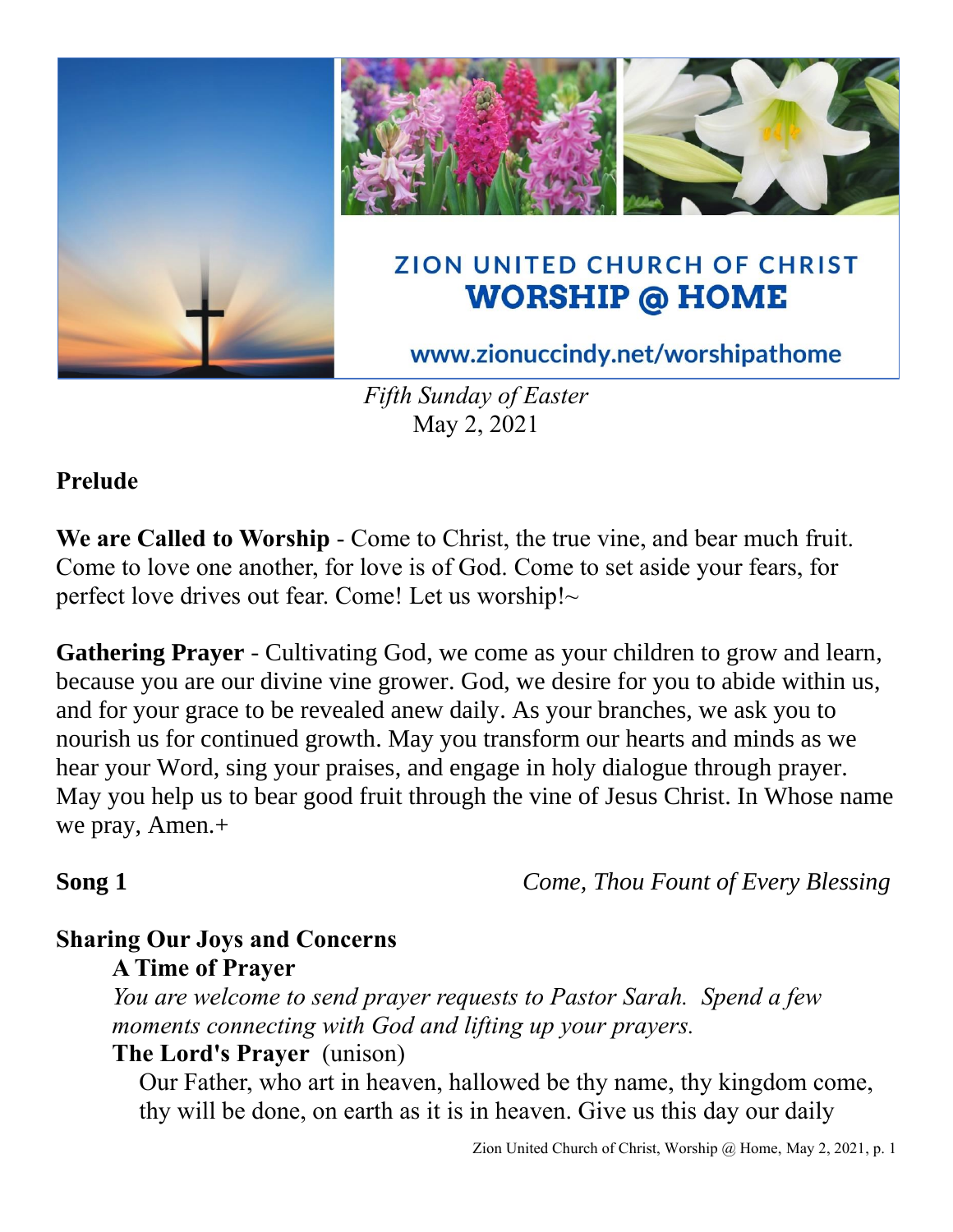ZION UNITED CHURCH OF CHRIST

# WORSHIP @ HOME

www.zionuccindy.net/worshipathome

*Fifth Sunday of Easter*
May 2, 2021

**Prelude**

**We are Called to Worship** - Come to Christ, the true vine, and bear much fruit. Come to love one another, for love is of God. Come to set aside your fears, for perfect love drives out fear. Come! Let us worship!~

**Gathering Prayer** - Cultivating God, we come as your children to grow and learn, because you are our divine vine grower. God, we desire for you to abide within us, and for your grace to be revealed anew daily. As your branches, we ask you to nourish us for continued growth. May you transform our hearts and minds as we hear your Word, sing your praises, and engage in holy dialogue through prayer. May you help us to bear good fruit through the vine of Jesus Christ. In Whose name we pray, Amen.+

**Song 1** *Come, Thou Fount of Every Blessing*

**Sharing Our Joys and Concerns**

**A Time of Prayer**

*You are welcome to send prayer requests to Pastor Sarah. Spend a few moments connecting with God and lifting up your prayers.*

**The Lord's Prayer** (unison)

Our Father, who art in heaven, hallowed be thy name, thy kingdom come, thy will be done, on earth as it is in heaven. Give us this day our daily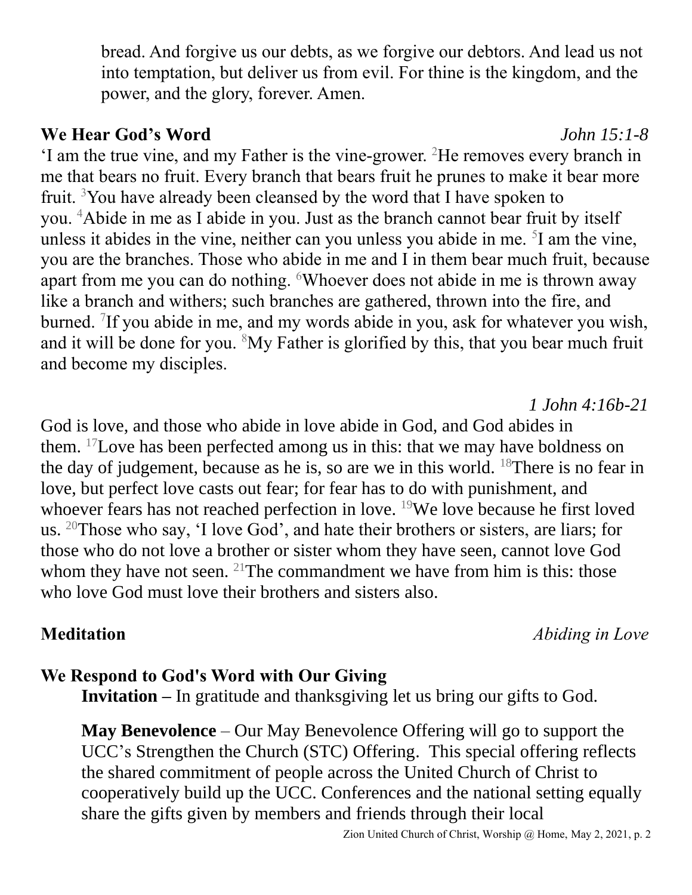bread. And forgive us our debts, as we forgive our debtors. And lead us not into temptation, but deliver us from evil. For thine is the kingdom, and the power, and the glory, forever. Amen.

**We Hear God's Word** *John 15:1-8*

'I am the true vine, and my Father is the vine-grower. [2]He removes every branch in me that bears no fruit. Every branch that bears fruit he prunes to make it bear more fruit. [3]You have already been cleansed by the word that I have spoken to you. [4]Abide in me as I abide in you. Just as the branch cannot bear fruit by itself unless it abides in the vine, neither can you unless you abide in me. [5]I am the vine, you are the branches. Those who abide in me and I in them bear much fruit, because apart from me you can do nothing. [6]Whoever does not abide in me is thrown away like a branch and withers; such branches are gathered, thrown into the fire, and burned. [7]If you abide in me, and my words abide in you, ask for whatever you wish, and it will be done for you. [8]My Father is glorified by this, that you bear much fruit and become my disciples.

*1 John 4:16b-21*

God is love, and those who abide in love abide in God, and God abides in them. [17]Love has been perfected among us in this: that we may have boldness on the day of judgement, because as he is, so are we in this world. [18]There is no fear in love, but perfect love casts out fear; for fear has to do with punishment, and whoever fears has not reached perfection in love. [19]We love because he first loved us. [20]Those who say, 'I love God', and hate their brothers or sisters, are liars; for those who do not love a brother or sister whom they have seen, cannot love God whom they have not seen. [21]The commandment we have from him is this: those who love God must love their brothers and sisters also.

**Meditation** *Abiding in Love*

**We Respond to God's Word with Our Giving**

**Invitation –** In gratitude and thanksgiving let us bring our gifts to God.

**May Benevolence** – Our May Benevolence Offering will go to support the UCC's Strengthen the Church (STC) Offering. This special offering reflects the shared commitment of people across the United Church of Christ to cooperatively build up the UCC. Conferences and the national setting equally share the gifts given by members and friends through their local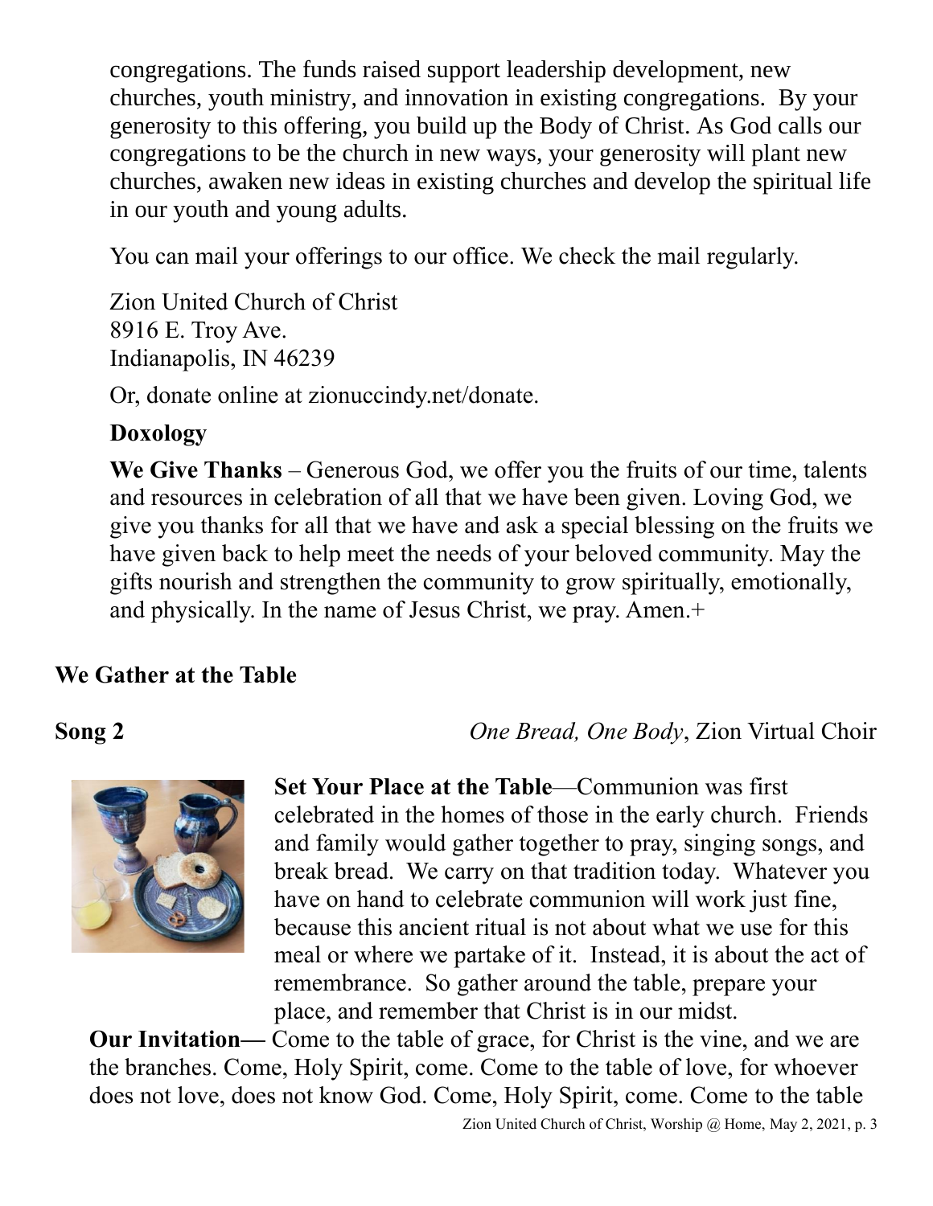congregations. The funds raised support leadership development, new churches, youth ministry, and innovation in existing congregations. By your generosity to this offering, you build up the Body of Christ. As God calls our congregations to be the church in new ways, your generosity will plant new churches, awaken new ideas in existing churches and develop the spiritual life in our youth and young adults.

You can mail your offerings to our office. We check the mail regularly.

Zion United Church of Christ
8916 E. Troy Ave.
Indianapolis, IN 46239

Or, donate online at zionuccindy.net/donate.

**Doxology**

**We Give Thanks** – Generous God, we offer you the fruits of our time, talents and resources in celebration of all that we have been given. Loving God, we give you thanks for all that we have and ask a special blessing on the fruits we have given back to help meet the needs of your beloved community. May the gifts nourish and strengthen the community to grow spiritually, emotionally, and physically. In the name of Jesus Christ, we pray. Amen.+

## We Gather at the Table

**Song 2** *One Bread, One Body*, Zion Virtual Choir

**Set Your Place at the Table**—Communion was first celebrated in the homes of those in the early church. Friends and family would gather together to pray, singing songs, and break bread. We carry on that tradition today. Whatever you have on hand to celebrate communion will work just fine, because this ancient ritual is not about what we use for this meal or where we partake of it. Instead, it is about the act of remembrance. So gather around the table, prepare your place, and remember that Christ is in our midst.

**Our Invitation—** Come to the table of grace, for Christ is the vine, and we are the branches. Come, Holy Spirit, come. Come to the table of love, for whoever does not love, does not know God. Come, Holy Spirit, come. Come to the table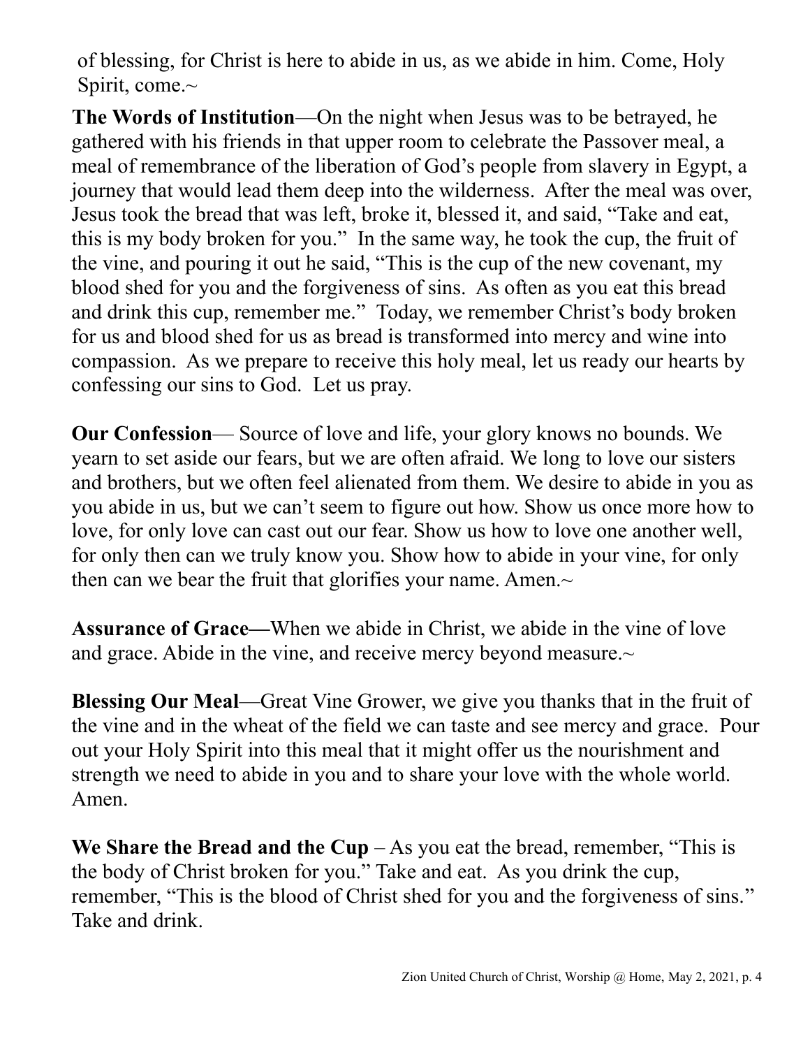of blessing, for Christ is here to abide in us, as we abide in him. Come, Holy Spirit, come.~

**The Words of Institution**—On the night when Jesus was to be betrayed, he gathered with his friends in that upper room to celebrate the Passover meal, a meal of remembrance of the liberation of God's people from slavery in Egypt, a journey that would lead them deep into the wilderness. After the meal was over, Jesus took the bread that was left, broke it, blessed it, and said, "Take and eat, this is my body broken for you." In the same way, he took the cup, the fruit of the vine, and pouring it out he said, "This is the cup of the new covenant, my blood shed for you and the forgiveness of sins. As often as you eat this bread and drink this cup, remember me." Today, we remember Christ's body broken for us and blood shed for us as bread is transformed into mercy and wine into compassion. As we prepare to receive this holy meal, let us ready our hearts by confessing our sins to God. Let us pray.

**Our Confession**— Source of love and life, your glory knows no bounds. We yearn to set aside our fears, but we are often afraid. We long to love our sisters and brothers, but we often feel alienated from them. We desire to abide in you as you abide in us, but we can't seem to figure out how. Show us once more how to love, for only love can cast out our fear. Show us how to love one another well, for only then can we truly know you. Show how to abide in your vine, for only then can we bear the fruit that glorifies your name. Amen.~

**Assurance of Grace—**When we abide in Christ, we abide in the vine of love and grace. Abide in the vine, and receive mercy beyond measure.~

**Blessing Our Meal**—Great Vine Grower, we give you thanks that in the fruit of the vine and in the wheat of the field we can taste and see mercy and grace. Pour out your Holy Spirit into this meal that it might offer us the nourishment and strength we need to abide in you and to share your love with the whole world. Amen.

**We Share the Bread and the Cup** – As you eat the bread, remember, "This is the body of Christ broken for you." Take and eat. As you drink the cup, remember, "This is the blood of Christ shed for you and the forgiveness of sins." Take and drink.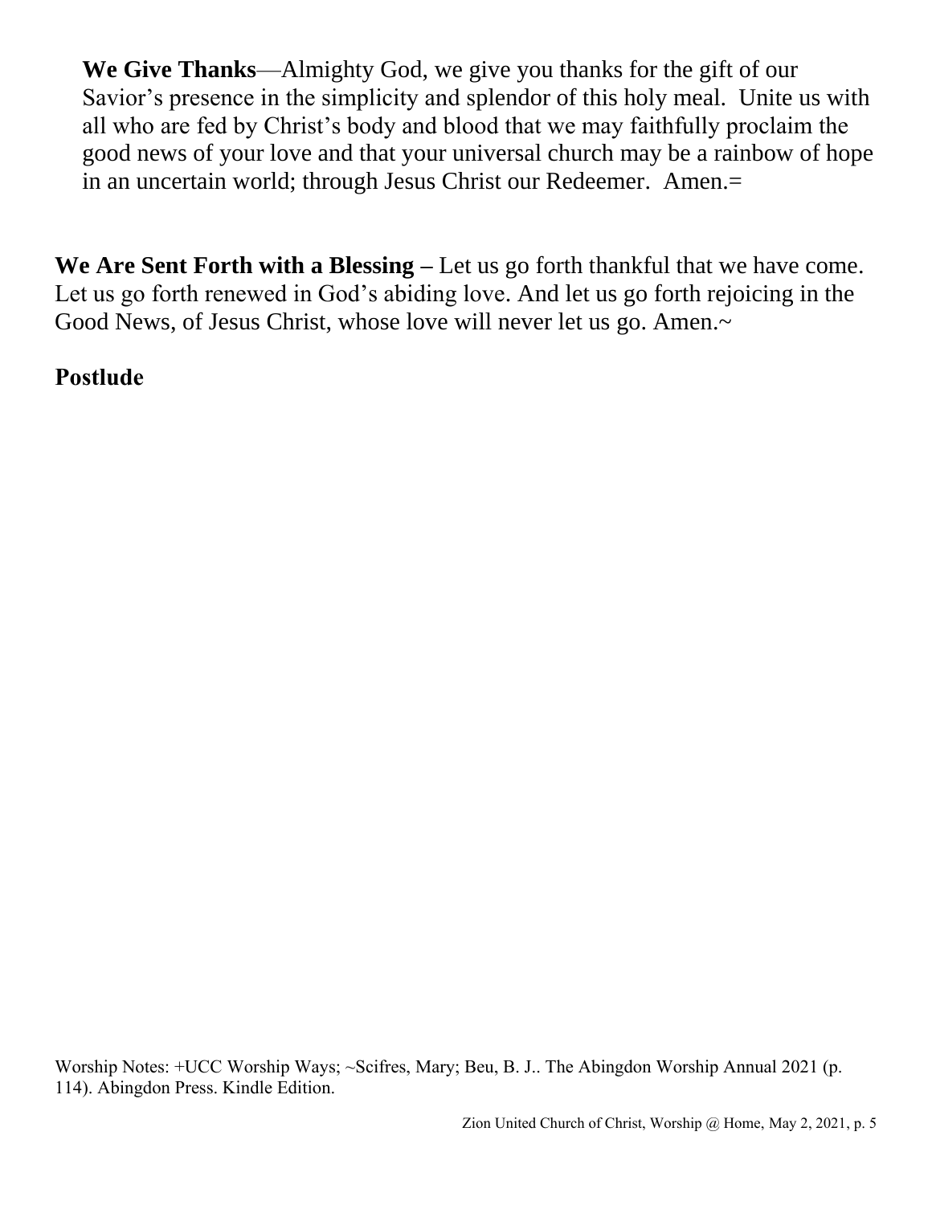**We Give Thanks**—Almighty God, we give you thanks for the gift of our Savior's presence in the simplicity and splendor of this holy meal. Unite us with all who are fed by Christ's body and blood that we may faithfully proclaim the good news of your love and that your universal church may be a rainbow of hope in an uncertain world; through Jesus Christ our Redeemer. Amen.=

**We Are Sent Forth with a Blessing –** Let us go forth thankful that we have come. Let us go forth renewed in God's abiding love. And let us go forth rejoicing in the Good News, of Jesus Christ, whose love will never let us go. Amen.~

**Postlude**

Worship Notes: +UCC Worship Ways; ~Scifres, Mary; Beu, B. J.. The Abingdon Worship Annual 2021 (p. 114). Abingdon Press. Kindle Edition.